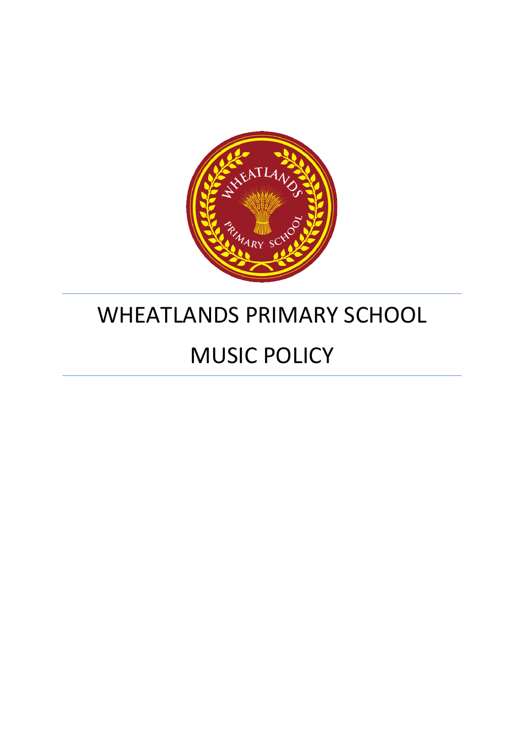# WHEATLANDS PRIMARY SCHOOL

# MUSIC POLICY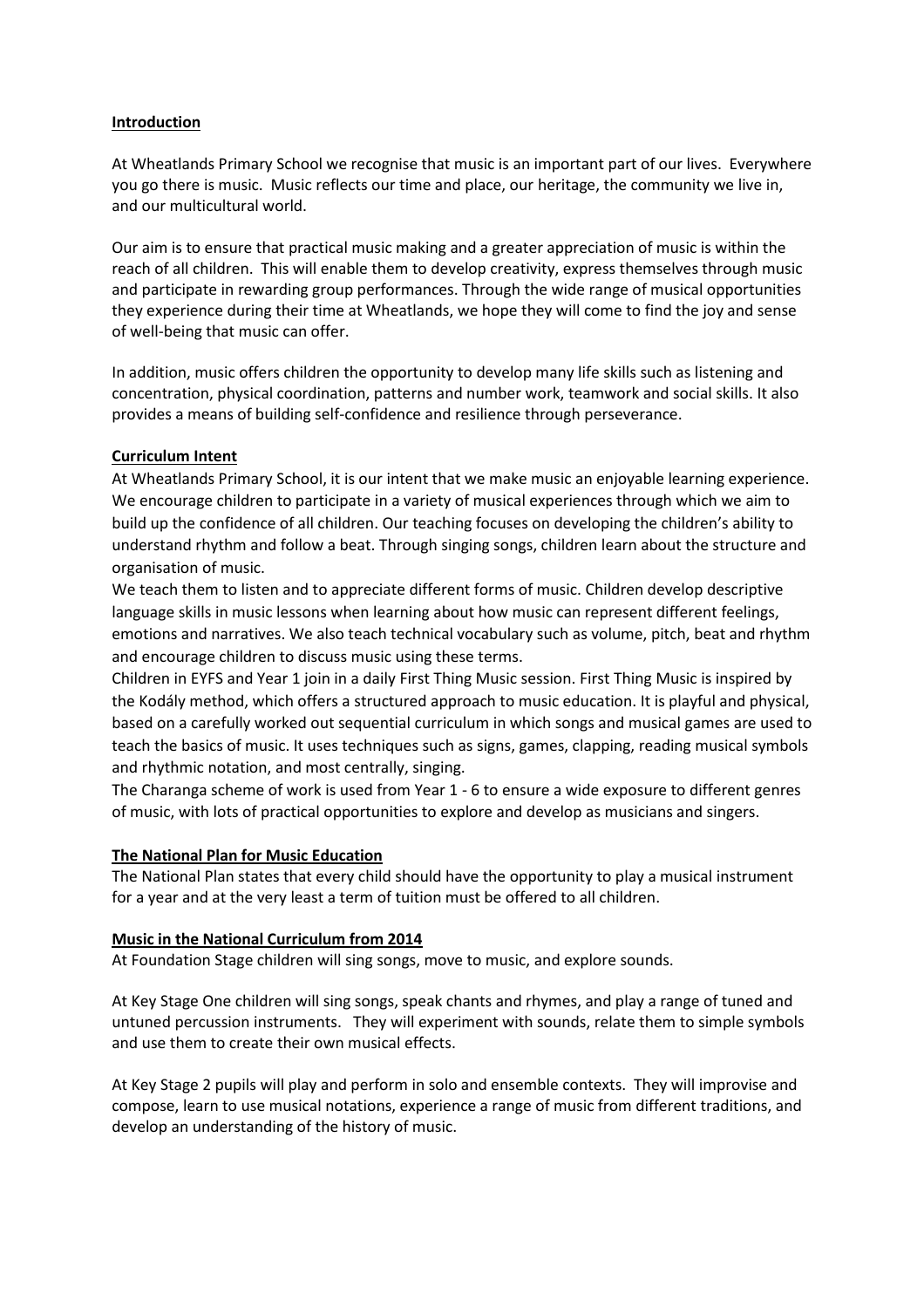## Introduction

At Wheatlands Primary School we recognise that music is an important part of our lives. Everywhere you go there is music. Music reflects our time and place, our heritage, the community we live in, and our multicultural world.

Our aim is to ensure that practical music making and a greater appreciation of music is within the reach of all children. This will enable them to develop creativity, express themselves through music and participate in rewarding group performances. Through the wide range of musical opportunities they experience during their time at Wheatlands, we hope they will come to find the joy and sense of well-being that music can offer.

In addition, music offers children the opportunity to develop many life skills such as listening and concentration, physical coordination, patterns and number work, teamwork and social skills. It also provides a means of building self-confidence and resilience through perseverance.

## Curriculum Intent

At Wheatlands Primary School, it is our intent that we make music an enjoyable learning experience. We encourage children to participate in a variety of musical experiences through which we aim to build up the confidence of all children. Our teaching focuses on developing the children's ability to understand rhythm and follow a beat. Through singing songs, children learn about the structure and organisation of music.

We teach them to listen and to appreciate different forms of music. Children develop descriptive language skills in music lessons when learning about how music can represent different feelings, emotions and narratives. We also teach technical vocabulary such as volume, pitch, beat and rhythm and encourage children to discuss music using these terms.

Children in EYFS and Year 1 join in a daily First Thing Music session. First Thing Music is inspired by the Kodály method, which offers a structured approach to music education. It is playful and physical, based on a carefully worked out sequential curriculum in which songs and musical games are used to teach the basics of music. It uses techniques such as signs, games, clapping, reading musical symbols and rhythmic notation, and most centrally, singing.

The Charanga scheme of work is used from Year 1 - 6 to ensure a wide exposure to different genres of music, with lots of practical opportunities to explore and develop as musicians and singers.

## The National Plan for Music Education

The National Plan states that every child should have the opportunity to play a musical instrument for a year and at the very least a term of tuition must be offered to all children.

## Music in the National Curriculum from 2014

At Foundation Stage children will sing songs, move to music, and explore sounds.

At Key Stage One children will sing songs, speak chants and rhymes, and play a range of tuned and untuned percussion instruments. They will experiment with sounds, relate them to simple symbols and use them to create their own musical effects.

At Key Stage 2 pupils will play and perform in solo and ensemble contexts. They will improvise and compose, learn to use musical notations, experience a range of music from different traditions, and develop an understanding of the history of music.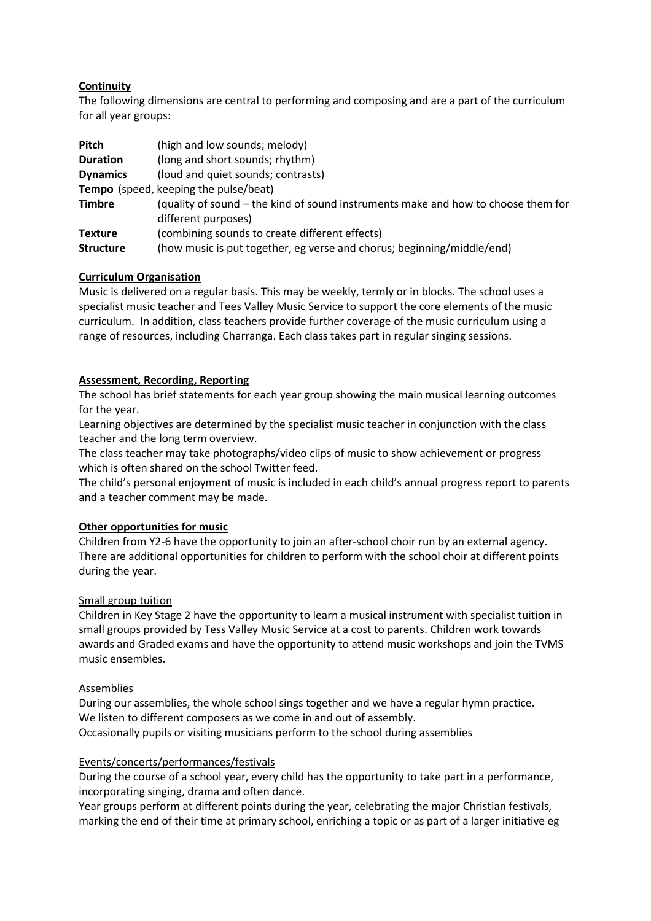**Continuity**

The following dimensions are central to performing and composing and are a part of the curriculum for all year groups:

**Pitch** (high and low sounds; melody)
**Duration** (long and short sounds; rhythm)
**Dynamics** (loud and quiet sounds; contrasts)
**Tempo** (speed, keeping the pulse/beat)
**Timbre** (quality of sound – the kind of sound instruments make and how to choose them for different purposes)
**Texture** (combining sounds to create different effects)
**Structure** (how music is put together, eg verse and chorus; beginning/middle/end)

**Curriculum Organisation**

Music is delivered on a regular basis. This may be weekly, termly or in blocks. The school uses a specialist music teacher and Tees Valley Music Service to support the core elements of the music curriculum. In addition, class teachers provide further coverage of the music curriculum using a range of resources, including Charranga. Each class takes part in regular singing sessions.

**Assessment, Recording, Reporting**

The school has brief statements for each year group showing the main musical learning outcomes for the year.
Learning objectives are determined by the specialist music teacher in conjunction with the class teacher and the long term overview.
The class teacher may take photographs/video clips of music to show achievement or progress which is often shared on the school Twitter feed.
The child's personal enjoyment of music is included in each child's annual progress report to parents and a teacher comment may be made.

**Other opportunities for music**

Children from Y2-6 have the opportunity to join an after-school choir run by an external agency. There are additional opportunities for children to perform with the school choir at different points during the year.

Small group tuition

Children in Key Stage 2 have the opportunity to learn a musical instrument with specialist tuition in small groups provided by Tess Valley Music Service at a cost to parents. Children work towards awards and Graded exams and have the opportunity to attend music workshops and join the TVMS music ensembles.

Assemblies

During our assemblies, the whole school sings together and we have a regular hymn practice.
We listen to different composers as we come in and out of assembly.
Occasionally pupils or visiting musicians perform to the school during assemblies

Events/concerts/performances/festivals

During the course of a school year, every child has the opportunity to take part in a performance, incorporating singing, drama and often dance.
Year groups perform at different points during the year, celebrating the major Christian festivals, marking the end of their time at primary school, enriching a topic or as part of a larger initiative eg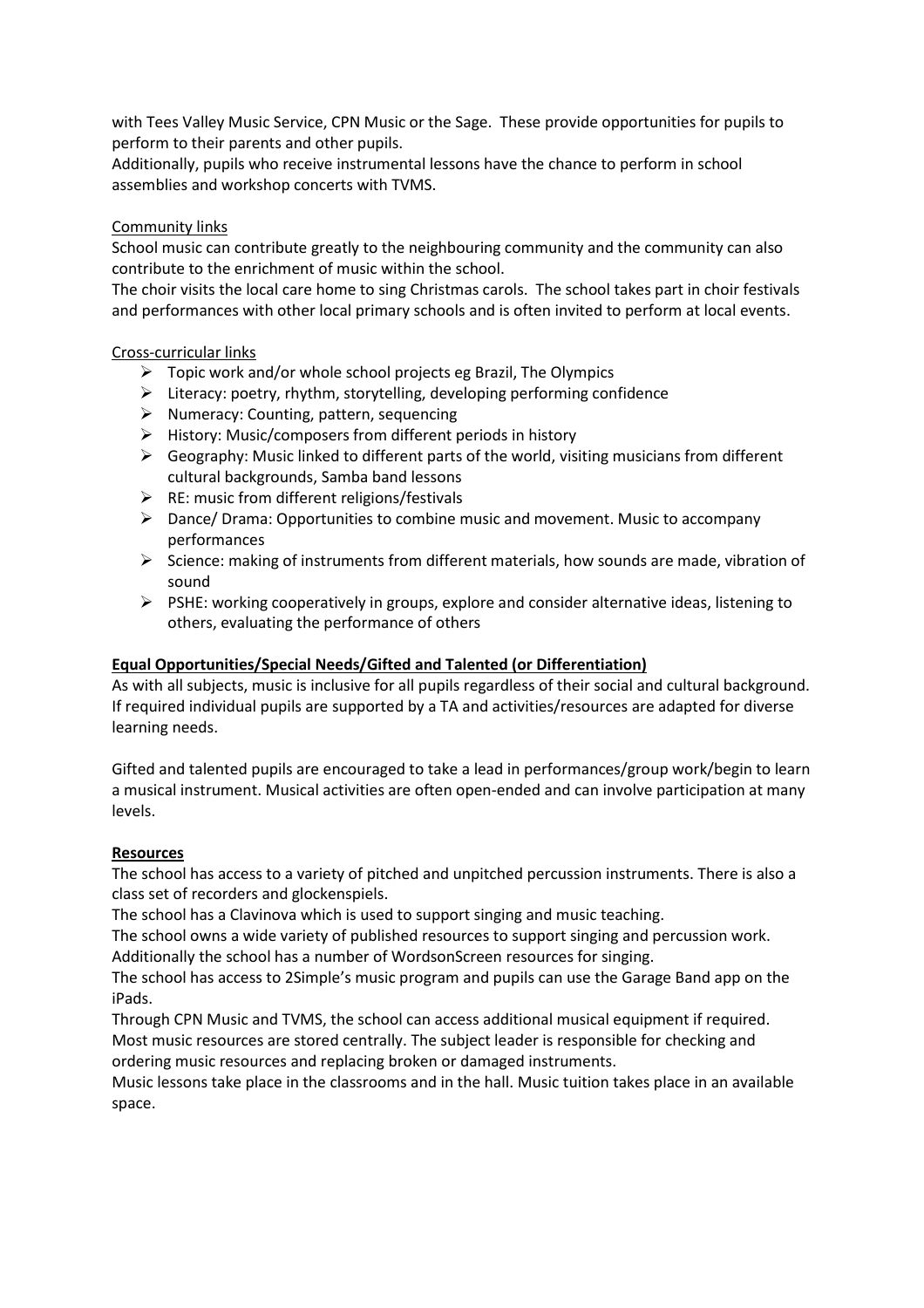with Tees Valley Music Service, CPN Music or the Sage. These provide opportunities for pupils to perform to their parents and other pupils.
Additionally, pupils who receive instrumental lessons have the chance to perform in school assemblies and workshop concerts with TVMS.

Community links

School music can contribute greatly to the neighbouring community and the community can also contribute to the enrichment of music within the school.
The choir visits the local care home to sing Christmas carols. The school takes part in choir festivals and performances with other local primary schools and is often invited to perform at local events.

Cross-curricular links

- Topic work and/or whole school projects eg Brazil, The Olympics
- Literacy: poetry, rhythm, storytelling, developing performing confidence
- Numeracy: Counting, pattern, sequencing
- History: Music/composers from different periods in history
- Geography: Music linked to different parts of the world, visiting musicians from different cultural backgrounds, Samba band lessons
- RE: music from different religions/festivals
- Dance/ Drama: Opportunities to combine music and movement. Music to accompany performances
- Science: making of instruments from different materials, how sounds are made, vibration of sound
- PSHE: working cooperatively in groups, explore and consider alternative ideas, listening to others, evaluating the performance of others

**Equal Opportunities/Special Needs/Gifted and Talented (or Differentiation)**

As with all subjects, music is inclusive for all pupils regardless of their social and cultural background. If required individual pupils are supported by a TA and activities/resources are adapted for diverse learning needs.

Gifted and talented pupils are encouraged to take a lead in performances/group work/begin to learn a musical instrument. Musical activities are often open-ended and can involve participation at many levels.

**Resources**

The school has access to a variety of pitched and unpitched percussion instruments. There is also a class set of recorders and glockenspiels.
The school has a Clavinova which is used to support singing and music teaching.
The school owns a wide variety of published resources to support singing and percussion work.
Additionally the school has a number of WordsonScreen resources for singing.
The school has access to 2Simple's music program and pupils can use the Garage Band app on the iPads.
Through CPN Music and TVMS, the school can access additional musical equipment if required.
Most music resources are stored centrally. The subject leader is responsible for checking and ordering music resources and replacing broken or damaged instruments.
Music lessons take place in the classrooms and in the hall. Music tuition takes place in an available space.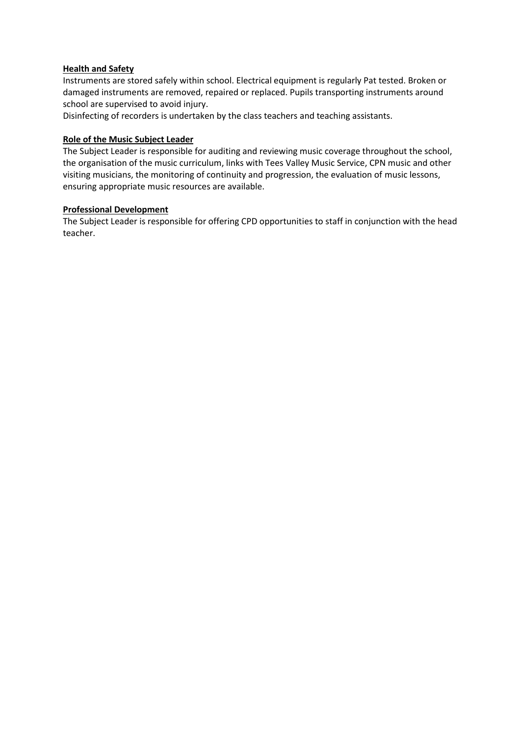**Health and Safety**

Instruments are stored safely within school. Electrical equipment is regularly Pat tested. Broken or damaged instruments are removed, repaired or replaced. Pupils transporting instruments around school are supervised to avoid injury.

Disinfecting of recorders is undertaken by the class teachers and teaching assistants.

**Role of the Music Subject Leader**

The Subject Leader is responsible for auditing and reviewing music coverage throughout the school, the organisation of the music curriculum, links with Tees Valley Music Service, CPN music and other visiting musicians, the monitoring of continuity and progression, the evaluation of music lessons, ensuring appropriate music resources are available.

**Professional Development**

The Subject Leader is responsible for offering CPD opportunities to staff in conjunction with the head teacher.